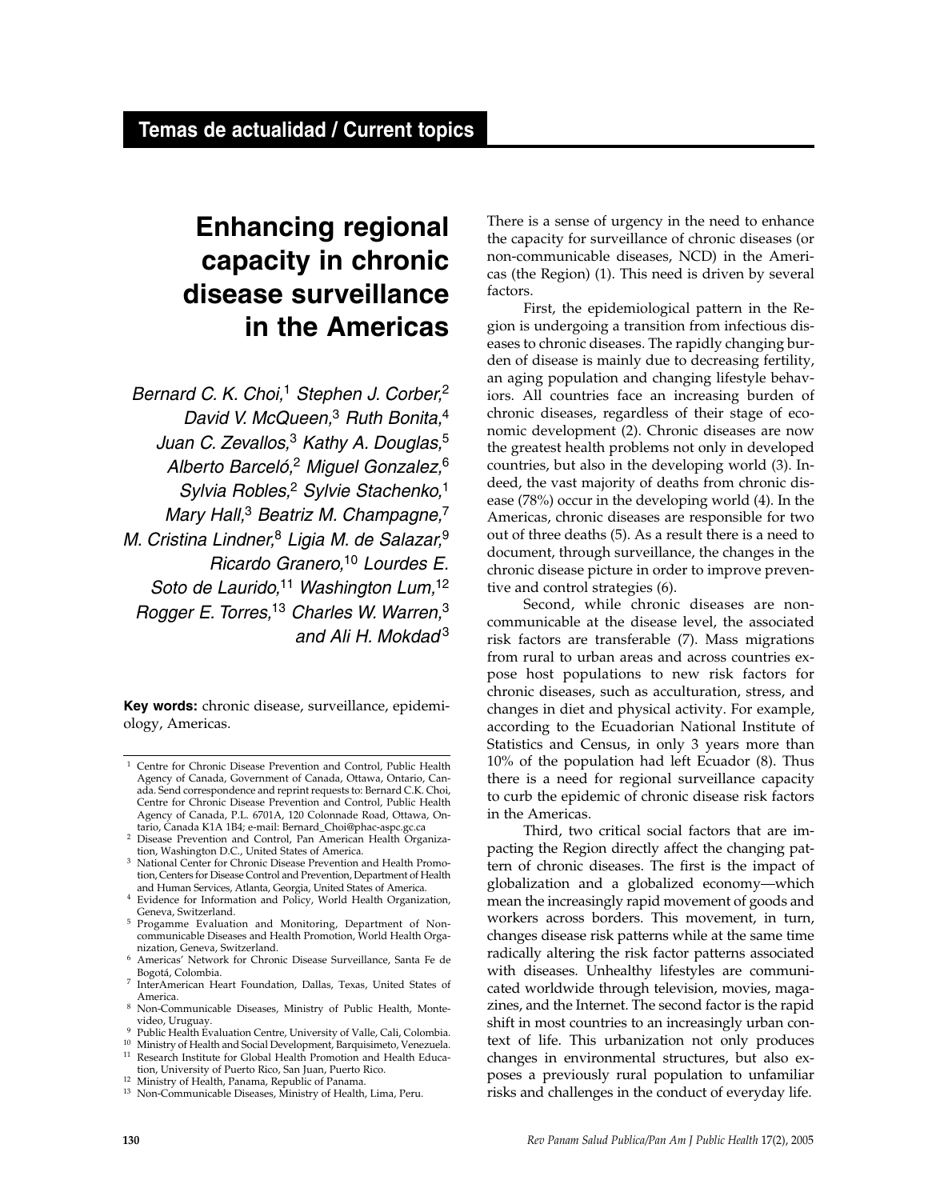**Temas de actualidad / Current topics**

# Enhancing regional capacity in chronic disease surveillance in the Americas

*Bernard C. K. Choi,[1] Stephen J. Corber,[2] David V. McQueen,[3] Ruth Bonita,[4] Juan C. Zevallos,[3] Kathy A. Douglas,[5] Alberto Barceló,[2] Miguel Gonzalez,[6] Sylvia Robles,[2] Sylvie Stachenko,[1] Mary Hall,[3] Beatriz M. Champagne,[7] M. Cristina Lindner,[8] Ligia M. de Salazar,[9] Ricardo Granero,[10] Lourdes E. Soto de Laurido,[11] Washington Lum,[12] Rogger E. Torres,[13] Charles W. Warren,[3] and Ali H. Mokdad[3]*

**Key words:** chronic disease, surveillance, epidemiology, Americas.

There is a sense of urgency in the need to enhance the capacity for surveillance of chronic diseases (or non-communicable diseases, NCD) in the Americas (the Region) (1). This need is driven by several factors.

First, the epidemiological pattern in the Region is undergoing a transition from infectious diseases to chronic diseases. The rapidly changing burden of disease is mainly due to decreasing fertility, an aging population and changing lifestyle behaviors. All countries face an increasing burden of chronic diseases, regardless of their stage of economic development (2). Chronic diseases are now the greatest health problems not only in developed countries, but also in the developing world (3). Indeed, the vast majority of deaths from chronic disease (78%) occur in the developing world (4). In the Americas, chronic diseases are responsible for two out of three deaths (5). As a result there is a need to document, through surveillance, the changes in the chronic disease picture in order to improve preventive and control strategies (6).

Second, while chronic diseases are non-communicable at the disease level, the associated risk factors are transferable (7). Mass migrations from rural to urban areas and across countries expose host populations to new risk factors for chronic diseases, such as acculturation, stress, and changes in diet and physical activity. For example, according to the Ecuadorian National Institute of Statistics and Census, in only 3 years more than 10% of the population had left Ecuador (8). Thus there is a need for regional surveillance capacity to curb the epidemic of chronic disease risk factors in the Americas.

Third, two critical social factors that are impacting the Region directly affect the changing pattern of chronic diseases. The first is the impact of globalization and a globalized economy—which mean the increasingly rapid movement of goods and workers across borders. This movement, in turn, changes disease risk patterns while at the same time radically altering the risk factor patterns associated with diseases. Unhealthy lifestyles are communicated worldwide through television, movies, magazines, and the Internet. The second factor is the rapid shift in most countries to an increasingly urban context of life. This urbanization not only produces changes in environmental structures, but also exposes a previously rural population to unfamiliar risks and challenges in the conduct of everyday life.

---

[1] Centre for Chronic Disease Prevention and Control, Public Health Agency of Canada, Government of Canada, Ottawa, Ontario, Canada. Send correspondence and reprint requests to: Bernard C.K. Choi, Centre for Chronic Disease Prevention and Control, Public Health Agency of Canada, P.L. 6701A, 120 Colonnade Road, Ottawa, Ontario, Canada K1A 1B4; e-mail: Bernard_Choi@phac-aspc.gc.ca

[2] Disease Prevention and Control, Pan American Health Organization, Washington D.C., United States of America.

[3] National Center for Chronic Disease Prevention and Health Promotion, Centers for Disease Control and Prevention, Department of Health and Human Services, Atlanta, Georgia, United States of America.

[4] Evidence for Information and Policy, World Health Organization, Geneva, Switzerland.

[5] Progamme Evaluation and Monitoring, Department of Non-communicable Diseases and Health Promotion, World Health Organization, Geneva, Switzerland.

[6] Americas' Network for Chronic Disease Surveillance, Santa Fe de Bogotá, Colombia.

[7] InterAmerican Heart Foundation, Dallas, Texas, United States of America.

[8] Non-Communicable Diseases, Ministry of Public Health, Montevideo, Uruguay.

[9] Public Health Evaluation Centre, University of Valle, Cali, Colombia.

[10] Ministry of Health and Social Development, Barquisimeto, Venezuela.

[11] Research Institute for Global Health Promotion and Health Education, University of Puerto Rico, San Juan, Puerto Rico.

[12] Ministry of Health, Panama, Republic of Panama.

[13] Non-Communicable Diseases, Ministry of Health, Lima, Peru.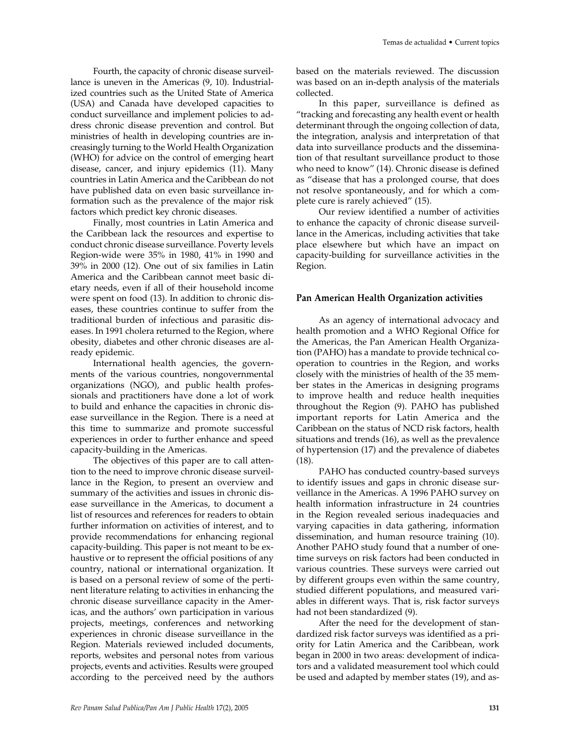Fourth, the capacity of chronic disease surveillance is uneven in the Americas (9, 10). Industrialized countries such as the United State of America (USA) and Canada have developed capacities to conduct surveillance and implement policies to address chronic disease prevention and control. But ministries of health in developing countries are increasingly turning to the World Health Organization (WHO) for advice on the control of emerging heart disease, cancer, and injury epidemics (11). Many countries in Latin America and the Caribbean do not have published data on even basic surveillance information such as the prevalence of the major risk factors which predict key chronic diseases.

Finally, most countries in Latin America and the Caribbean lack the resources and expertise to conduct chronic disease surveillance. Poverty levels Region-wide were 35% in 1980, 41% in 1990 and 39% in 2000 (12). One out of six families in Latin America and the Caribbean cannot meet basic dietary needs, even if all of their household income were spent on food (13). In addition to chronic diseases, these countries continue to suffer from the traditional burden of infectious and parasitic diseases. In 1991 cholera returned to the Region, where obesity, diabetes and other chronic diseases are already epidemic.

International health agencies, the governments of the various countries, nongovernmental organizations (NGO), and public health professionals and practitioners have done a lot of work to build and enhance the capacities in chronic disease surveillance in the Region. There is a need at this time to summarize and promote successful experiences in order to further enhance and speed capacity-building in the Americas.

The objectives of this paper are to call attention to the need to improve chronic disease surveillance in the Region, to present an overview and summary of the activities and issues in chronic disease surveillance in the Americas, to document a list of resources and references for readers to obtain further information on activities of interest, and to provide recommendations for enhancing regional capacity-building. This paper is not meant to be exhaustive or to represent the official positions of any country, national or international organization. It is based on a personal review of some of the pertinent literature relating to activities in enhancing the chronic disease surveillance capacity in the Americas, and the authors' own participation in various projects, meetings, conferences and networking experiences in chronic disease surveillance in the Region. Materials reviewed included documents, reports, websites and personal notes from various projects, events and activities. Results were grouped according to the perceived need by the authors based on the materials reviewed. The discussion was based on an in-depth analysis of the materials collected.

In this paper, surveillance is defined as "tracking and forecasting any health event or health determinant through the ongoing collection of data, the integration, analysis and interpretation of that data into surveillance products and the dissemination of that resultant surveillance product to those who need to know" (14). Chronic disease is defined as "disease that has a prolonged course, that does not resolve spontaneously, and for which a complete cure is rarely achieved" (15).

Our review identified a number of activities to enhance the capacity of chronic disease surveillance in the Americas, including activities that take place elsewhere but which have an impact on capacity-building for surveillance activities in the Region.

### Pan American Health Organization activities

As an agency of international advocacy and health promotion and a WHO Regional Office for the Americas, the Pan American Health Organization (PAHO) has a mandate to provide technical cooperation to countries in the Region, and works closely with the ministries of health of the 35 member states in the Americas in designing programs to improve health and reduce health inequities throughout the Region (9). PAHO has published important reports for Latin America and the Caribbean on the status of NCD risk factors, health situations and trends (16), as well as the prevalence of hypertension (17) and the prevalence of diabetes (18).

PAHO has conducted country-based surveys to identify issues and gaps in chronic disease surveillance in the Americas. A 1996 PAHO survey on health information infrastructure in 24 countries in the Region revealed serious inadequacies and varying capacities in data gathering, information dissemination, and human resource training (10). Another PAHO study found that a number of one-time surveys on risk factors had been conducted in various countries. These surveys were carried out by different groups even within the same country, studied different populations, and measured variables in different ways. That is, risk factor surveys had not been standardized (9).

After the need for the development of standardized risk factor surveys was identified as a priority for Latin America and the Caribbean, work began in 2000 in two areas: development of indicators and a validated measurement tool which could be used and adapted by member states (19), and as-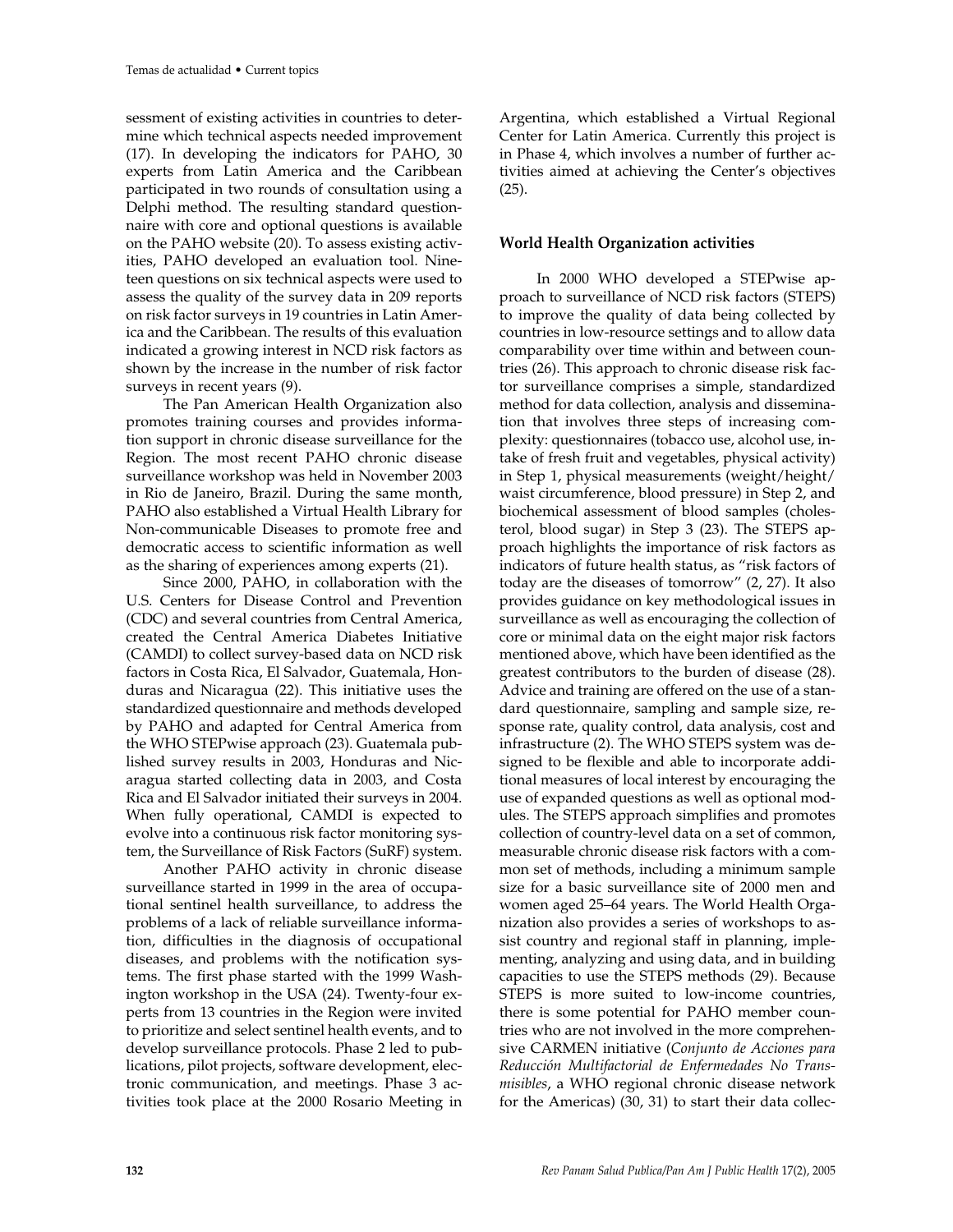sessment of existing activities in countries to determine which technical aspects needed improvement (17). In developing the indicators for PAHO, 30 experts from Latin America and the Caribbean participated in two rounds of consultation using a Delphi method. The resulting standard questionnaire with core and optional questions is available on the PAHO website (20). To assess existing activities, PAHO developed an evaluation tool. Nineteen questions on six technical aspects were used to assess the quality of the survey data in 209 reports on risk factor surveys in 19 countries in Latin America and the Caribbean. The results of this evaluation indicated a growing interest in NCD risk factors as shown by the increase in the number of risk factor surveys in recent years (9).

The Pan American Health Organization also promotes training courses and provides information support in chronic disease surveillance for the Region. The most recent PAHO chronic disease surveillance workshop was held in November 2003 in Rio de Janeiro, Brazil. During the same month, PAHO also established a Virtual Health Library for Non-communicable Diseases to promote free and democratic access to scientific information as well as the sharing of experiences among experts (21).

Since 2000, PAHO, in collaboration with the U.S. Centers for Disease Control and Prevention (CDC) and several countries from Central America, created the Central America Diabetes Initiative (CAMDI) to collect survey-based data on NCD risk factors in Costa Rica, El Salvador, Guatemala, Honduras and Nicaragua (22). This initiative uses the standardized questionnaire and methods developed by PAHO and adapted for Central America from the WHO STEPwise approach (23). Guatemala published survey results in 2003, Honduras and Nicaragua started collecting data in 2003, and Costa Rica and El Salvador initiated their surveys in 2004. When fully operational, CAMDI is expected to evolve into a continuous risk factor monitoring system, the Surveillance of Risk Factors (SuRF) system.

Another PAHO activity in chronic disease surveillance started in 1999 in the area of occupational sentinel health surveillance, to address the problems of a lack of reliable surveillance information, difficulties in the diagnosis of occupational diseases, and problems with the notification systems. The first phase started with the 1999 Washington workshop in the USA (24). Twenty-four experts from 13 countries in the Region were invited to prioritize and select sentinel health events, and to develop surveillance protocols. Phase 2 led to publications, pilot projects, software development, electronic communication, and meetings. Phase 3 activities took place at the 2000 Rosario Meeting in Argentina, which established a Virtual Regional Center for Latin America. Currently this project is in Phase 4, which involves a number of further activities aimed at achieving the Center's objectives (25).

### World Health Organization activities

In 2000 WHO developed a STEPwise approach to surveillance of NCD risk factors (STEPS) to improve the quality of data being collected by countries in low-resource settings and to allow data comparability over time within and between countries (26). This approach to chronic disease risk factor surveillance comprises a simple, standardized method for data collection, analysis and dissemination that involves three steps of increasing complexity: questionnaires (tobacco use, alcohol use, intake of fresh fruit and vegetables, physical activity) in Step 1, physical measurements (weight/height/waist circumference, blood pressure) in Step 2, and biochemical assessment of blood samples (cholesterol, blood sugar) in Step 3 (23). The STEPS approach highlights the importance of risk factors as indicators of future health status, as "risk factors of today are the diseases of tomorrow" (2, 27). It also provides guidance on key methodological issues in surveillance as well as encouraging the collection of core or minimal data on the eight major risk factors mentioned above, which have been identified as the greatest contributors to the burden of disease (28). Advice and training are offered on the use of a standard questionnaire, sampling and sample size, response rate, quality control, data analysis, cost and infrastructure (2). The WHO STEPS system was designed to be flexible and able to incorporate additional measures of local interest by encouraging the use of expanded questions as well as optional modules. The STEPS approach simplifies and promotes collection of country-level data on a set of common, measurable chronic disease risk factors with a common set of methods, including a minimum sample size for a basic surveillance site of 2000 men and women aged 25–64 years. The World Health Organization also provides a series of workshops to assist country and regional staff in planning, implementing, analyzing and using data, and in building capacities to use the STEPS methods (29). Because STEPS is more suited to low-income countries, there is some potential for PAHO member countries who are not involved in the more comprehensive CARMEN initiative (*Conjunto de Acciones para Reducción Multifactorial de Enfermedades No Transmisibles*, a WHO regional chronic disease network for the Americas) (30, 31) to start their data collec-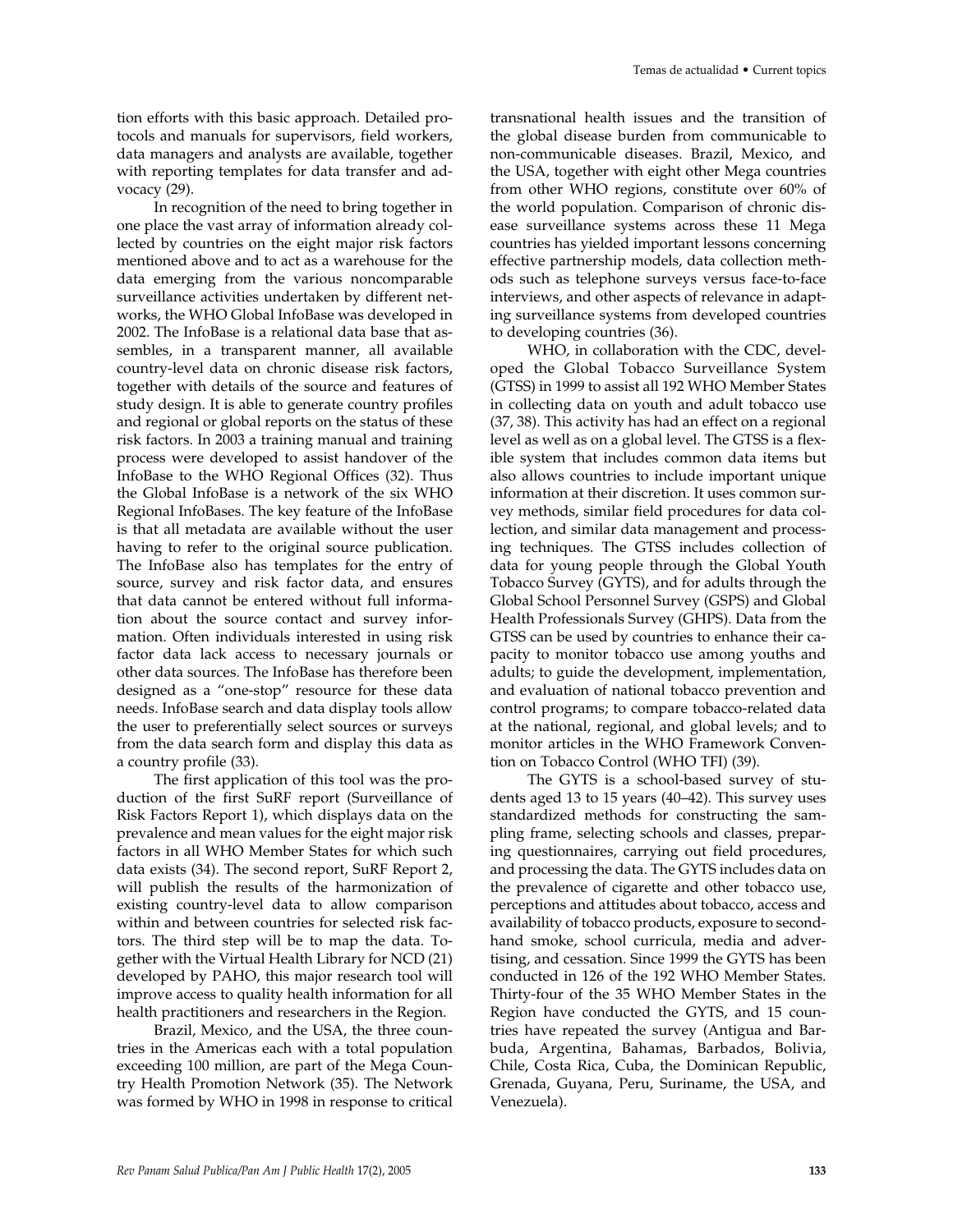tion efforts with this basic approach. Detailed protocols and manuals for supervisors, field workers, data managers and analysts are available, together with reporting templates for data transfer and advocacy (29).

In recognition of the need to bring together in one place the vast array of information already collected by countries on the eight major risk factors mentioned above and to act as a warehouse for the data emerging from the various noncomparable surveillance activities undertaken by different networks, the WHO Global InfoBase was developed in 2002. The InfoBase is a relational data base that assembles, in a transparent manner, all available country-level data on chronic disease risk factors, together with details of the source and features of study design. It is able to generate country profiles and regional or global reports on the status of these risk factors. In 2003 a training manual and training process were developed to assist handover of the InfoBase to the WHO Regional Offices (32). Thus the Global InfoBase is a network of the six WHO Regional InfoBases. The key feature of the InfoBase is that all metadata are available without the user having to refer to the original source publication. The InfoBase also has templates for the entry of source, survey and risk factor data, and ensures that data cannot be entered without full information about the source contact and survey information. Often individuals interested in using risk factor data lack access to necessary journals or other data sources. The InfoBase has therefore been designed as a "one-stop" resource for these data needs. InfoBase search and data display tools allow the user to preferentially select sources or surveys from the data search form and display this data as a country profile (33).

The first application of this tool was the production of the first SuRF report (Surveillance of Risk Factors Report 1), which displays data on the prevalence and mean values for the eight major risk factors in all WHO Member States for which such data exists (34). The second report, SuRF Report 2, will publish the results of the harmonization of existing country-level data to allow comparison within and between countries for selected risk factors. The third step will be to map the data. Together with the Virtual Health Library for NCD (21) developed by PAHO, this major research tool will improve access to quality health information for all health practitioners and researchers in the Region.

Brazil, Mexico, and the USA, the three countries in the Americas each with a total population exceeding 100 million, are part of the Mega Country Health Promotion Network (35). The Network was formed by WHO in 1998 in response to critical transnational health issues and the transition of the global disease burden from communicable to non-communicable diseases. Brazil, Mexico, and the USA, together with eight other Mega countries from other WHO regions, constitute over 60% of the world population. Comparison of chronic disease surveillance systems across these 11 Mega countries has yielded important lessons concerning effective partnership models, data collection methods such as telephone surveys versus face-to-face interviews, and other aspects of relevance in adapting surveillance systems from developed countries to developing countries (36).

WHO, in collaboration with the CDC, developed the Global Tobacco Surveillance System (GTSS) in 1999 to assist all 192 WHO Member States in collecting data on youth and adult tobacco use (37, 38). This activity has had an effect on a regional level as well as on a global level. The GTSS is a flexible system that includes common data items but also allows countries to include important unique information at their discretion. It uses common survey methods, similar field procedures for data collection, and similar data management and processing techniques. The GTSS includes collection of data for young people through the Global Youth Tobacco Survey (GYTS), and for adults through the Global School Personnel Survey (GSPS) and Global Health Professionals Survey (GHPS). Data from the GTSS can be used by countries to enhance their capacity to monitor tobacco use among youths and adults; to guide the development, implementation, and evaluation of national tobacco prevention and control programs; to compare tobacco-related data at the national, regional, and global levels; and to monitor articles in the WHO Framework Convention on Tobacco Control (WHO TFI) (39).

The GYTS is a school-based survey of students aged 13 to 15 years (40–42). This survey uses standardized methods for constructing the sampling frame, selecting schools and classes, preparing questionnaires, carrying out field procedures, and processing the data. The GYTS includes data on the prevalence of cigarette and other tobacco use, perceptions and attitudes about tobacco, access and availability of tobacco products, exposure to secondhand smoke, school curricula, media and advertising, and cessation. Since 1999 the GYTS has been conducted in 126 of the 192 WHO Member States. Thirty-four of the 35 WHO Member States in the Region have conducted the GYTS, and 15 countries have repeated the survey (Antigua and Barbuda, Argentina, Bahamas, Barbados, Bolivia, Chile, Costa Rica, Cuba, the Dominican Republic, Grenada, Guyana, Peru, Suriname, the USA, and Venezuela).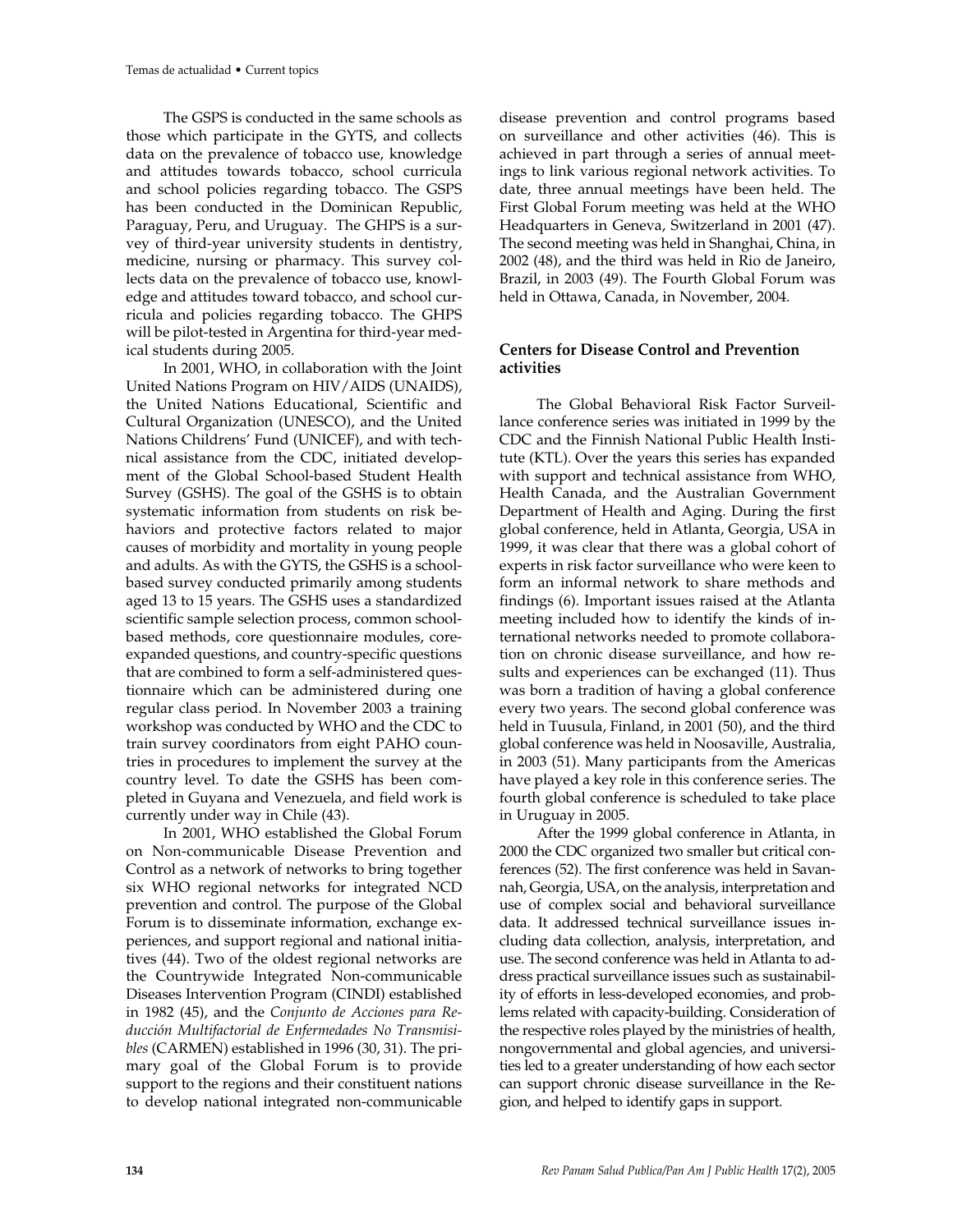The GSPS is conducted in the same schools as those which participate in the GYTS, and collects data on the prevalence of tobacco use, knowledge and attitudes towards tobacco, school curricula and school policies regarding tobacco. The GSPS has been conducted in the Dominican Republic, Paraguay, Peru, and Uruguay. The GHPS is a survey of third-year university students in dentistry, medicine, nursing or pharmacy. This survey collects data on the prevalence of tobacco use, knowledge and attitudes toward tobacco, and school curricula and policies regarding tobacco. The GHPS will be pilot-tested in Argentina for third-year medical students during 2005.

In 2001, WHO, in collaboration with the Joint United Nations Program on HIV/AIDS (UNAIDS), the United Nations Educational, Scientific and Cultural Organization (UNESCO), and the United Nations Childrens' Fund (UNICEF), and with technical assistance from the CDC, initiated development of the Global School-based Student Health Survey (GSHS). The goal of the GSHS is to obtain systematic information from students on risk behaviors and protective factors related to major causes of morbidity and mortality in young people and adults. As with the GYTS, the GSHS is a school-based survey conducted primarily among students aged 13 to 15 years. The GSHS uses a standardized scientific sample selection process, common school-based methods, core questionnaire modules, core-expanded questions, and country-specific questions that are combined to form a self-administered questionnaire which can be administered during one regular class period. In November 2003 a training workshop was conducted by WHO and the CDC to train survey coordinators from eight PAHO countries in procedures to implement the survey at the country level. To date the GSHS has been completed in Guyana and Venezuela, and field work is currently under way in Chile (43).

In 2001, WHO established the Global Forum on Non-communicable Disease Prevention and Control as a network of networks to bring together six WHO regional networks for integrated NCD prevention and control. The purpose of the Global Forum is to disseminate information, exchange experiences, and support regional and national initiatives (44). Two of the oldest regional networks are the Countrywide Integrated Non-communicable Diseases Intervention Program (CINDI) established in 1982 (45), and the *Conjunto de Acciones para Reducción Multifactorial de Enfermedades No Transmisibles* (CARMEN) established in 1996 (30, 31). The primary goal of the Global Forum is to provide support to the regions and their constituent nations to develop national integrated non-communicable disease prevention and control programs based on surveillance and other activities (46). This is achieved in part through a series of annual meetings to link various regional network activities. To date, three annual meetings have been held. The First Global Forum meeting was held at the WHO Headquarters in Geneva, Switzerland in 2001 (47). The second meeting was held in Shanghai, China, in 2002 (48), and the third was held in Rio de Janeiro, Brazil, in 2003 (49). The Fourth Global Forum was held in Ottawa, Canada, in November, 2004.

## Centers for Disease Control and Prevention activities

The Global Behavioral Risk Factor Surveillance conference series was initiated in 1999 by the CDC and the Finnish National Public Health Institute (KTL). Over the years this series has expanded with support and technical assistance from WHO, Health Canada, and the Australian Government Department of Health and Aging. During the first global conference, held in Atlanta, Georgia, USA in 1999, it was clear that there was a global cohort of experts in risk factor surveillance who were keen to form an informal network to share methods and findings (6). Important issues raised at the Atlanta meeting included how to identify the kinds of international networks needed to promote collaboration on chronic disease surveillance, and how results and experiences can be exchanged (11). Thus was born a tradition of having a global conference every two years. The second global conference was held in Tuusula, Finland, in 2001 (50), and the third global conference was held in Noosaville, Australia, in 2003 (51). Many participants from the Americas have played a key role in this conference series. The fourth global conference is scheduled to take place in Uruguay in 2005.

After the 1999 global conference in Atlanta, in 2000 the CDC organized two smaller but critical conferences (52). The first conference was held in Savannah, Georgia, USA, on the analysis, interpretation and use of complex social and behavioral surveillance data. It addressed technical surveillance issues including data collection, analysis, interpretation, and use. The second conference was held in Atlanta to address practical surveillance issues such as sustainability of efforts in less-developed economies, and problems related with capacity-building. Consideration of the respective roles played by the ministries of health, nongovernmental and global agencies, and universities led to a greater understanding of how each sector can support chronic disease surveillance in the Region, and helped to identify gaps in support.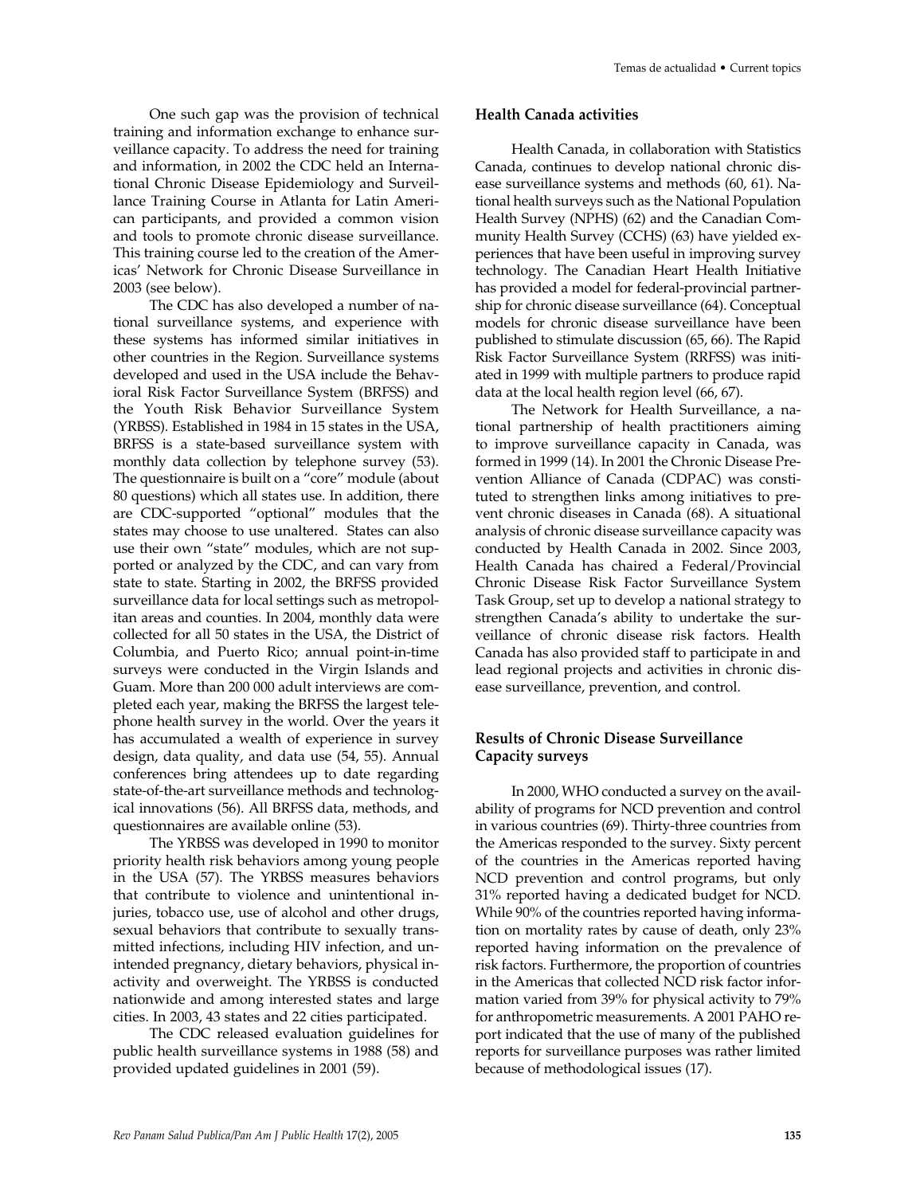One such gap was the provision of technical training and information exchange to enhance surveillance capacity. To address the need for training and information, in 2002 the CDC held an International Chronic Disease Epidemiology and Surveillance Training Course in Atlanta for Latin American participants, and provided a common vision and tools to promote chronic disease surveillance. This training course led to the creation of the Americas' Network for Chronic Disease Surveillance in 2003 (see below).

The CDC has also developed a number of national surveillance systems, and experience with these systems has informed similar initiatives in other countries in the Region. Surveillance systems developed and used in the USA include the Behavioral Risk Factor Surveillance System (BRFSS) and the Youth Risk Behavior Surveillance System (YRBSS). Established in 1984 in 15 states in the USA, BRFSS is a state-based surveillance system with monthly data collection by telephone survey (53). The questionnaire is built on a "core" module (about 80 questions) which all states use. In addition, there are CDC-supported "optional" modules that the states may choose to use unaltered. States can also use their own "state" modules, which are not supported or analyzed by the CDC, and can vary from state to state. Starting in 2002, the BRFSS provided surveillance data for local settings such as metropolitan areas and counties. In 2004, monthly data were collected for all 50 states in the USA, the District of Columbia, and Puerto Rico; annual point-in-time surveys were conducted in the Virgin Islands and Guam. More than 200 000 adult interviews are completed each year, making the BRFSS the largest telephone health survey in the world. Over the years it has accumulated a wealth of experience in survey design, data quality, and data use (54, 55). Annual conferences bring attendees up to date regarding state-of-the-art surveillance methods and technological innovations (56). All BRFSS data, methods, and questionnaires are available online (53).

The YRBSS was developed in 1990 to monitor priority health risk behaviors among young people in the USA (57). The YRBSS measures behaviors that contribute to violence and unintentional injuries, tobacco use, use of alcohol and other drugs, sexual behaviors that contribute to sexually transmitted infections, including HIV infection, and unintended pregnancy, dietary behaviors, physical inactivity and overweight. The YRBSS is conducted nationwide and among interested states and large cities. In 2003, 43 states and 22 cities participated.

The CDC released evaluation guidelines for public health surveillance systems in 1988 (58) and provided updated guidelines in 2001 (59).

### Health Canada activities

Health Canada, in collaboration with Statistics Canada, continues to develop national chronic disease surveillance systems and methods (60, 61). National health surveys such as the National Population Health Survey (NPHS) (62) and the Canadian Community Health Survey (CCHS) (63) have yielded experiences that have been useful in improving survey technology. The Canadian Heart Health Initiative has provided a model for federal-provincial partnership for chronic disease surveillance (64). Conceptual models for chronic disease surveillance have been published to stimulate discussion (65, 66). The Rapid Risk Factor Surveillance System (RRFSS) was initiated in 1999 with multiple partners to produce rapid data at the local health region level (66, 67).

The Network for Health Surveillance, a national partnership of health practitioners aiming to improve surveillance capacity in Canada, was formed in 1999 (14). In 2001 the Chronic Disease Prevention Alliance of Canada (CDPAC) was constituted to strengthen links among initiatives to prevent chronic diseases in Canada (68). A situational analysis of chronic disease surveillance capacity was conducted by Health Canada in 2002. Since 2003, Health Canada has chaired a Federal/Provincial Chronic Disease Risk Factor Surveillance System Task Group, set up to develop a national strategy to strengthen Canada's ability to undertake the surveillance of chronic disease risk factors. Health Canada has also provided staff to participate in and lead regional projects and activities in chronic disease surveillance, prevention, and control.

### Results of Chronic Disease Surveillance Capacity surveys

In 2000, WHO conducted a survey on the availability of programs for NCD prevention and control in various countries (69). Thirty-three countries from the Americas responded to the survey. Sixty percent of the countries in the Americas reported having NCD prevention and control programs, but only 31% reported having a dedicated budget for NCD. While 90% of the countries reported having information on mortality rates by cause of death, only 23% reported having information on the prevalence of risk factors. Furthermore, the proportion of countries in the Americas that collected NCD risk factor information varied from 39% for physical activity to 79% for anthropometric measurements. A 2001 PAHO report indicated that the use of many of the published reports for surveillance purposes was rather limited because of methodological issues (17).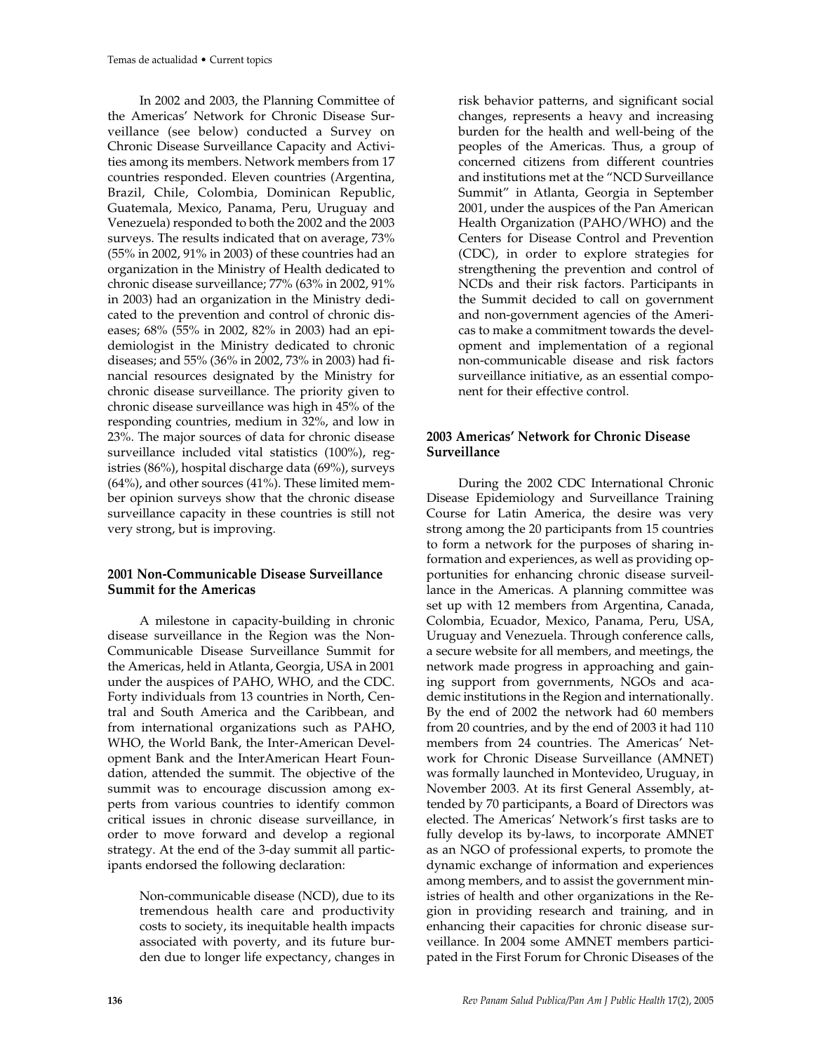In 2002 and 2003, the Planning Committee of the Americas' Network for Chronic Disease Surveillance (see below) conducted a Survey on Chronic Disease Surveillance Capacity and Activities among its members. Network members from 17 countries responded. Eleven countries (Argentina, Brazil, Chile, Colombia, Dominican Republic, Guatemala, Mexico, Panama, Peru, Uruguay and Venezuela) responded to both the 2002 and the 2003 surveys. The results indicated that on average, 73% (55% in 2002, 91% in 2003) of these countries had an organization in the Ministry of Health dedicated to chronic disease surveillance; 77% (63% in 2002, 91% in 2003) had an organization in the Ministry dedicated to the prevention and control of chronic diseases; 68% (55% in 2002, 82% in 2003) had an epidemiologist in the Ministry dedicated to chronic diseases; and 55% (36% in 2002, 73% in 2003) had financial resources designated by the Ministry for chronic disease surveillance. The priority given to chronic disease surveillance was high in 45% of the responding countries, medium in 32%, and low in 23%. The major sources of data for chronic disease surveillance included vital statistics (100%), registries (86%), hospital discharge data (69%), surveys (64%), and other sources (41%). These limited member opinion surveys show that the chronic disease surveillance capacity in these countries is still not very strong, but is improving.

## 2001 Non-Communicable Disease Surveillance Summit for the Americas

A milestone in capacity-building in chronic disease surveillance in the Region was the Non-Communicable Disease Surveillance Summit for the Americas, held in Atlanta, Georgia, USA in 2001 under the auspices of PAHO, WHO, and the CDC. Forty individuals from 13 countries in North, Central and South America and the Caribbean, and from international organizations such as PAHO, WHO, the World Bank, the Inter-American Development Bank and the InterAmerican Heart Foundation, attended the summit. The objective of the summit was to encourage discussion among experts from various countries to identify common critical issues in chronic disease surveillance, in order to move forward and develop a regional strategy. At the end of the 3-day summit all participants endorsed the following declaration:

> Non-communicable disease (NCD), due to its tremendous health care and productivity costs to society, its inequitable health impacts associated with poverty, and its future burden due to longer life expectancy, changes in risk behavior patterns, and significant social changes, represents a heavy and increasing burden for the health and well-being of the peoples of the Americas. Thus, a group of concerned citizens from different countries and institutions met at the "NCD Surveillance Summit" in Atlanta, Georgia in September 2001, under the auspices of the Pan American Health Organization (PAHO/WHO) and the Centers for Disease Control and Prevention (CDC), in order to explore strategies for strengthening the prevention and control of NCDs and their risk factors. Participants in the Summit decided to call on government and non-government agencies of the Americas to make a commitment towards the development and implementation of a regional non-communicable disease and risk factors surveillance initiative, as an essential component for their effective control.

## 2003 Americas' Network for Chronic Disease Surveillance

During the 2002 CDC International Chronic Disease Epidemiology and Surveillance Training Course for Latin America, the desire was very strong among the 20 participants from 15 countries to form a network for the purposes of sharing information and experiences, as well as providing opportunities for enhancing chronic disease surveillance in the Americas. A planning committee was set up with 12 members from Argentina, Canada, Colombia, Ecuador, Mexico, Panama, Peru, USA, Uruguay and Venezuela. Through conference calls, a secure website for all members, and meetings, the network made progress in approaching and gaining support from governments, NGOs and academic institutions in the Region and internationally. By the end of 2002 the network had 60 members from 20 countries, and by the end of 2003 it had 110 members from 24 countries. The Americas' Network for Chronic Disease Surveillance (AMNET) was formally launched in Montevideo, Uruguay, in November 2003. At its first General Assembly, attended by 70 participants, a Board of Directors was elected. The Americas' Network's first tasks are to fully develop its by-laws, to incorporate AMNET as an NGO of professional experts, to promote the dynamic exchange of information and experiences among members, and to assist the government ministries of health and other organizations in the Region in providing research and training, and in enhancing their capacities for chronic disease surveillance. In 2004 some AMNET members participated in the First Forum for Chronic Diseases of the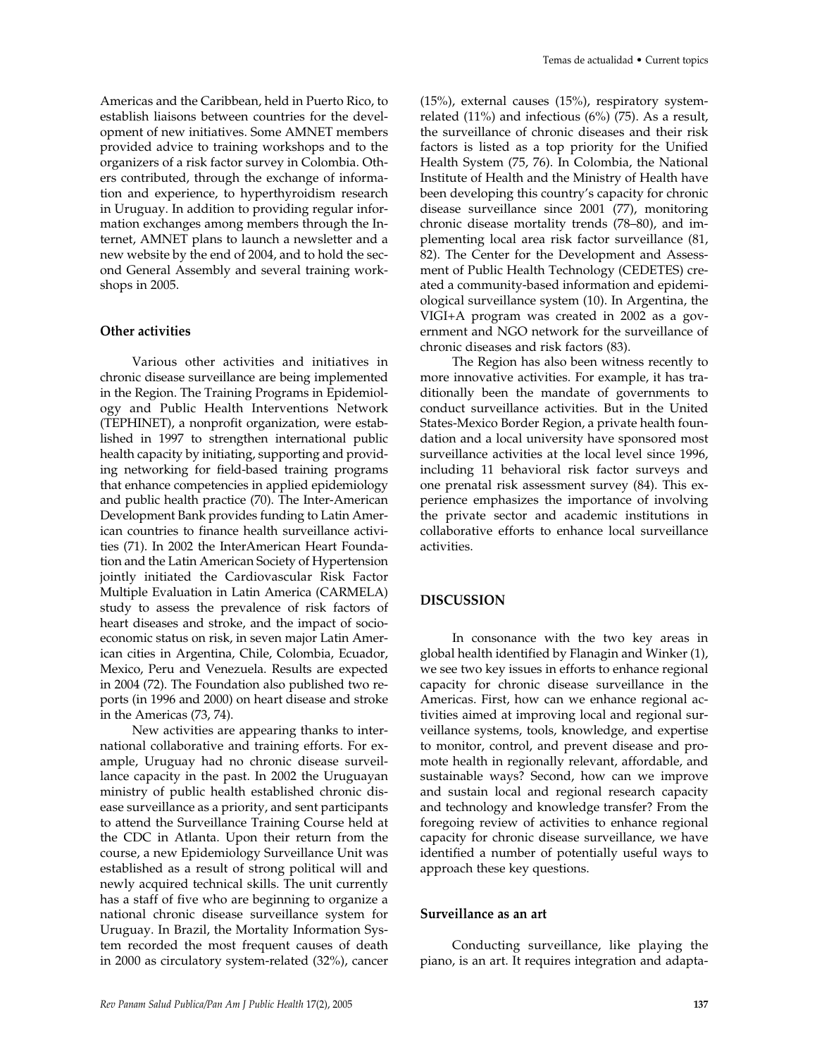Americas and the Caribbean, held in Puerto Rico, to establish liaisons between countries for the development of new initiatives. Some AMNET members provided advice to training workshops and to the organizers of a risk factor survey in Colombia. Others contributed, through the exchange of information and experience, to hyperthyroidism research in Uruguay. In addition to providing regular information exchanges among members through the Internet, AMNET plans to launch a newsletter and a new website by the end of 2004, and to hold the second General Assembly and several training workshops in 2005.

### Other activities

Various other activities and initiatives in chronic disease surveillance are being implemented in the Region. The Training Programs in Epidemiology and Public Health Interventions Network (TEPHINET), a nonprofit organization, were established in 1997 to strengthen international public health capacity by initiating, supporting and providing networking for field-based training programs that enhance competencies in applied epidemiology and public health practice (70). The Inter-American Development Bank provides funding to Latin American countries to finance health surveillance activities (71). In 2002 the InterAmerican Heart Foundation and the Latin American Society of Hypertension jointly initiated the Cardiovascular Risk Factor Multiple Evaluation in Latin America (CARMELA) study to assess the prevalence of risk factors of heart diseases and stroke, and the impact of socioeconomic status on risk, in seven major Latin American cities in Argentina, Chile, Colombia, Ecuador, Mexico, Peru and Venezuela. Results are expected in 2004 (72). The Foundation also published two reports (in 1996 and 2000) on heart disease and stroke in the Americas (73, 74).

New activities are appearing thanks to international collaborative and training efforts. For example, Uruguay had no chronic disease surveillance capacity in the past. In 2002 the Uruguayan ministry of public health established chronic disease surveillance as a priority, and sent participants to attend the Surveillance Training Course held at the CDC in Atlanta. Upon their return from the course, a new Epidemiology Surveillance Unit was established as a result of strong political will and newly acquired technical skills. The unit currently has a staff of five who are beginning to organize a national chronic disease surveillance system for Uruguay. In Brazil, the Mortality Information System recorded the most frequent causes of death in 2000 as circulatory system-related (32%), cancer (15%), external causes (15%), respiratory system-related (11%) and infectious (6%) (75). As a result, the surveillance of chronic diseases and their risk factors is listed as a top priority for the Unified Health System (75, 76). In Colombia, the National Institute of Health and the Ministry of Health have been developing this country's capacity for chronic disease surveillance since 2001 (77), monitoring chronic disease mortality trends (78–80), and implementing local area risk factor surveillance (81, 82). The Center for the Development and Assessment of Public Health Technology (CEDETES) created a community-based information and epidemiological surveillance system (10). In Argentina, the VIGI+A program was created in 2002 as a government and NGO network for the surveillance of chronic diseases and risk factors (83).

The Region has also been witness recently to more innovative activities. For example, it has traditionally been the mandate of governments to conduct surveillance activities. But in the United States-Mexico Border Region, a private health foundation and a local university have sponsored most surveillance activities at the local level since 1996, including 11 behavioral risk factor surveys and one prenatal risk assessment survey (84). This experience emphasizes the importance of involving the private sector and academic institutions in collaborative efforts to enhance local surveillance activities.

## DISCUSSION

In consonance with the two key areas in global health identified by Flanagin and Winker (1), we see two key issues in efforts to enhance regional capacity for chronic disease surveillance in the Americas. First, how can we enhance regional activities aimed at improving local and regional surveillance systems, tools, knowledge, and expertise to monitor, control, and prevent disease and promote health in regionally relevant, affordable, and sustainable ways? Second, how can we improve and sustain local and regional research capacity and technology and knowledge transfer? From the foregoing review of activities to enhance regional capacity for chronic disease surveillance, we have identified a number of potentially useful ways to approach these key questions.

### Surveillance as an art

Conducting surveillance, like playing the piano, is an art. It requires integration and adapta-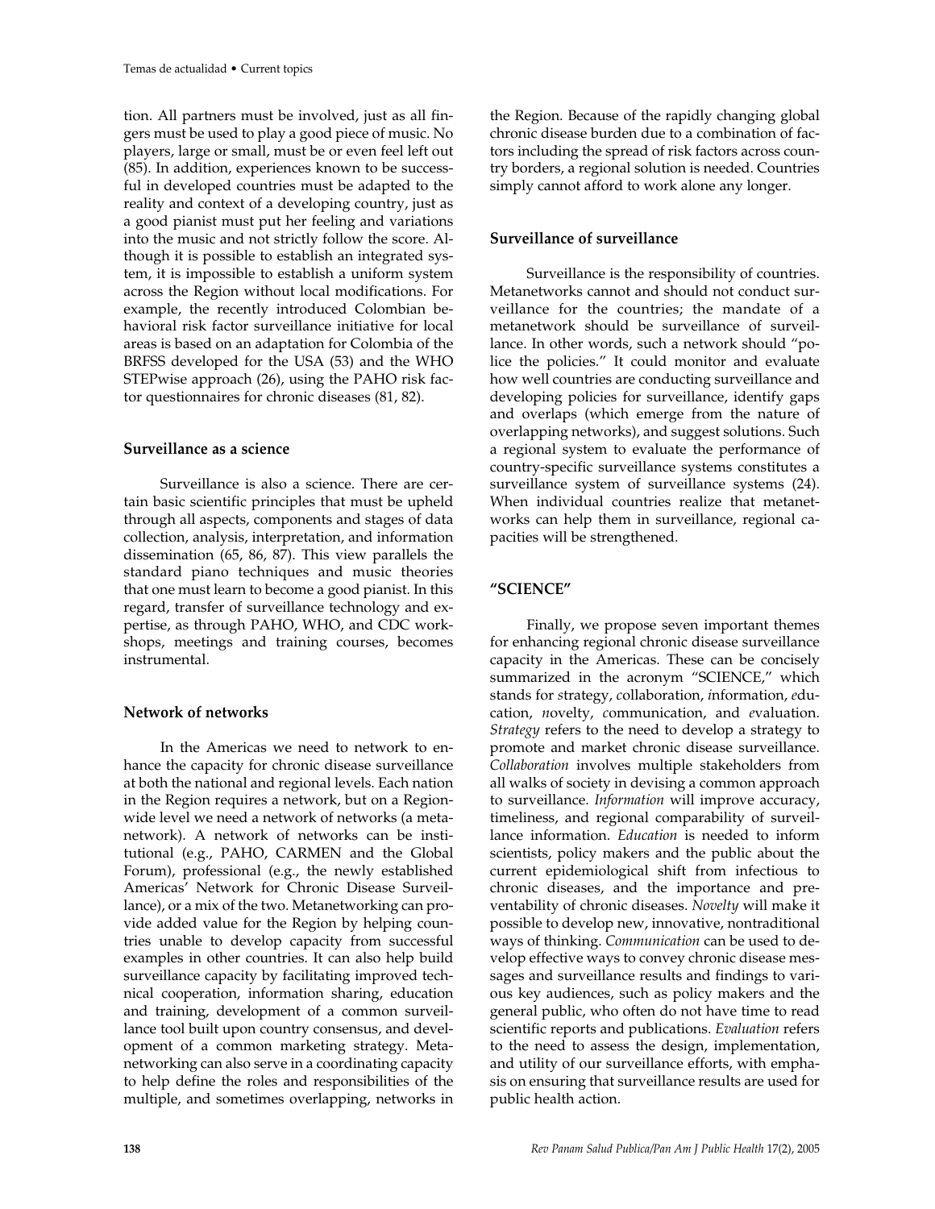tion. All partners must be involved, just as all fingers must be used to play a good piece of music. No players, large or small, must be or even feel left out (85). In addition, experiences known to be successful in developed countries must be adapted to the reality and context of a developing country, just as a good pianist must put her feeling and variations into the music and not strictly follow the score. Although it is possible to establish an integrated system, it is impossible to establish a uniform system across the Region without local modifications. For example, the recently introduced Colombian behavioral risk factor surveillance initiative for local areas is based on an adaptation for Colombia of the BRFSS developed for the USA (53) and the WHO STEPwise approach (26), using the PAHO risk factor questionnaires for chronic diseases (81, 82).

### Surveillance as a science

Surveillance is also a science. There are certain basic scientific principles that must be upheld through all aspects, components and stages of data collection, analysis, interpretation, and information dissemination (65, 86, 87). This view parallels the standard piano techniques and music theories that one must learn to become a good pianist. In this regard, transfer of surveillance technology and expertise, as through PAHO, WHO, and CDC workshops, meetings and training courses, becomes instrumental.

### Network of networks

In the Americas we need to network to enhance the capacity for chronic disease surveillance at both the national and regional levels. Each nation in the Region requires a network, but on a Region-wide level we need a network of networks (a metanetwork). A network of networks can be institutional (e.g., PAHO, CARMEN and the Global Forum), professional (e.g., the newly established Americas' Network for Chronic Disease Surveillance), or a mix of the two. Metanetworking can provide added value for the Region by helping countries unable to develop capacity from successful examples in other countries. It can also help build surveillance capacity by facilitating improved technical cooperation, information sharing, education and training, development of a common surveillance tool built upon country consensus, and development of a common marketing strategy. Metanetworking can also serve in a coordinating capacity to help define the roles and responsibilities of the multiple, and sometimes overlapping, networks in the Region. Because of the rapidly changing global chronic disease burden due to a combination of factors including the spread of risk factors across country borders, a regional solution is needed. Countries simply cannot afford to work alone any longer.

### Surveillance of surveillance

Surveillance is the responsibility of countries. Metanetworks cannot and should not conduct surveillance for the countries; the mandate of a metanetwork should be surveillance of surveillance. In other words, such a network should "police the policies." It could monitor and evaluate how well countries are conducting surveillance and developing policies for surveillance, identify gaps and overlaps (which emerge from the nature of overlapping networks), and suggest solutions. Such a regional system to evaluate the performance of country-specific surveillance systems constitutes a surveillance system of surveillance systems (24). When individual countries realize that metanetworks can help them in surveillance, regional capacities will be strengthened.

## "SCIENCE"

Finally, we propose seven important themes for enhancing regional chronic disease surveillance capacity in the Americas. These can be concisely summarized in the acronym "SCIENCE," which stands for *s*trategy, *c*ollaboration, *i*nformation, *e*ducation, *n*ovelty, *c*ommunication, and *e*valuation. *Strategy* refers to the need to develop a strategy to promote and market chronic disease surveillance. *Collaboration* involves multiple stakeholders from all walks of society in devising a common approach to surveillance. *Information* will improve accuracy, timeliness, and regional comparability of surveillance information. *Education* is needed to inform scientists, policy makers and the public about the current epidemiological shift from infectious to chronic diseases, and the importance and preventability of chronic diseases. *Novelty* will make it possible to develop new, innovative, nontraditional ways of thinking. *Communication* can be used to develop effective ways to convey chronic disease messages and surveillance results and findings to various key audiences, such as policy makers and the general public, who often do not have time to read scientific reports and publications. *Evaluation* refers to the need to assess the design, implementation, and utility of our surveillance efforts, with emphasis on ensuring that surveillance results are used for public health action.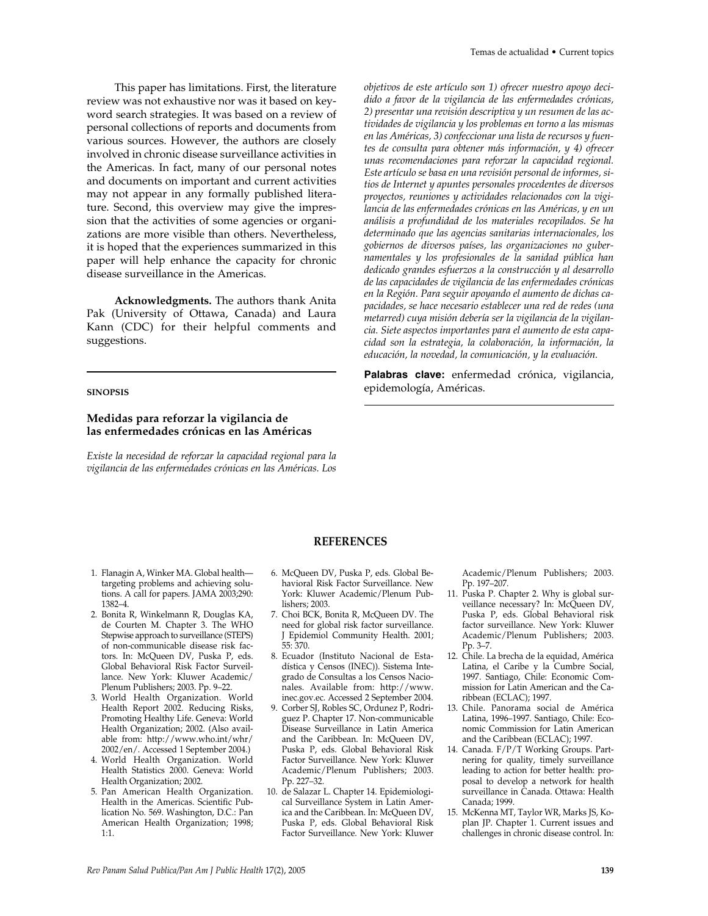This paper has limitations. First, the literature review was not exhaustive nor was it based on keyword search strategies. It was based on a review of personal collections of reports and documents from various sources. However, the authors are closely involved in chronic disease surveillance activities in the Americas. In fact, many of our personal notes and documents on important and current activities may not appear in any formally published literature. Second, this overview may give the impression that the activities of some agencies or organizations are more visible than others. Nevertheless, it is hoped that the experiences summarized in this paper will help enhance the capacity for chronic disease surveillance in the Americas.

**Acknowledgments.** The authors thank Anita Pak (University of Ottawa, Canada) and Laura Kann (CDC) for their helpful comments and suggestions.

---

#### SINOPSIS

### Medidas para reforzar la vigilancia de las enfermedades crónicas en las Américas

*Existe la necesidad de reforzar la capacidad regional para la vigilancia de las enfermedades crónicas en las Américas. Los objetivos de este artículo son 1) ofrecer nuestro apoyo decidido a favor de la vigilancia de las enfermedades crónicas, 2) presentar una revisión descriptiva y un resumen de las actividades de vigilancia y los problemas en torno a las mismas en las Américas, 3) confeccionar una lista de recursos y fuentes de consulta para obtener más información, y 4) ofrecer unas recomendaciones para reforzar la capacidad regional. Este artículo se basa en una revisión personal de informes, sitios de Internet y apuntes personales procedentes de diversos proyectos, reuniones y actividades relacionados con la vigilancia de las enfermedades crónicas en las Américas, y en un análisis a profundidad de los materiales recopilados. Se ha determinado que las agencias sanitarias internacionales, los gobiernos de diversos países, las organizaciones no gubernamentales y los profesionales de la sanidad pública han dedicado grandes esfuerzos a la construcción y al desarrollo de las capacidades de vigilancia de las enfermedades crónicas en la Región. Para seguir apoyando el aumento de dichas capacidades, se hace necesario establecer una red de redes (una metarred) cuya misión debería ser la vigilancia de la vigilancia. Siete aspectos importantes para el aumento de esta capacidad son la estrategia, la colaboración, la información, la educación, la novedad, la comunicación, y la evaluación.*

**Palabras clave:** enfermedad crónica, vigilancia, epidemología, Américas.

---

## REFERENCES

1. Flanagin A, Winker MA. Global health—targeting problems and achieving solutions. A call for papers. JAMA 2003;290: 1382–4.
2. Bonita R, Winkelmann R, Douglas KA, de Courten M. Chapter 3. The WHO Stepwise approach to surveillance (STEPS) of non-communicable disease risk factors. In: McQueen DV, Puska P, eds. Global Behavioral Risk Factor Surveillance. New York: Kluwer Academic/Plenum Publishers; 2003. Pp. 9–22.
3. World Health Organization. World Health Report 2002. Reducing Risks, Promoting Healthy Life. Geneva: World Health Organization; 2002. (Also available from: http://www.who.int/whr/2002/en/. Accessed 1 September 2004.)
4. World Health Organization. World Health Statistics 2000. Geneva: World Health Organization; 2002.
5. Pan American Health Organization. Health in the Americas. Scientific Publication No. 569. Washington, D.C.: Pan American Health Organization; 1998; 1:1.
6. McQueen DV, Puska P, eds. Global Behavioral Risk Factor Surveillance. New York: Kluwer Academic/Plenum Publishers; 2003.
7. Choi BCK, Bonita R, McQueen DV. The need for global risk factor surveillance. J Epidemiol Community Health. 2001; 55: 370.
8. Ecuador (Instituto Nacional de Estadística y Censos (INEC)). Sistema Integrado de Consultas a los Censos Nacionales. Available from: http://www.inec.gov.ec. Accessed 2 September 2004.
9. Corber SJ, Robles SC, Ordunez P, Rodriguez P. Chapter 17. Non-communicable Disease Surveillance in Latin America and the Caribbean. In: McQueen DV, Puska P, eds. Global Behavioral Risk Factor Surveillance. New York: Kluwer Academic/Plenum Publishers; 2003. Pp. 227–32.
10. de Salazar L. Chapter 14. Epidemiological Surveillance System in Latin America and the Caribbean. In: McQueen DV, Puska P, eds. Global Behavioral Risk Factor Surveillance. New York: Kluwer Academic/Plenum Publishers; 2003. Pp. 197–207.
11. Puska P. Chapter 2. Why is global surveillance necessary? In: McQueen DV, Puska P, eds. Global Behavioral risk factor surveillance. New York: Kluwer Academic/Plenum Publishers; 2003. Pp. 3–7.
12. Chile. La brecha de la equidad, América Latina, el Caribe y la Cumbre Social, 1997. Santiago, Chile: Economic Commission for Latin American and the Caribbean (ECLAC); 1997.
13. Chile. Panorama social de América Latina, 1996–1997. Santiago, Chile: Economic Commission for Latin American and the Caribbean (ECLAC); 1997.
14. Canada. F/P/T Working Groups. Partnering for quality, timely surveillance leading to action for better health: proposal to develop a network for health surveillance in Canada. Ottawa: Health Canada; 1999.
15. McKenna MT, Taylor WR, Marks JS, Koplan JP. Chapter 1. Current issues and challenges in chronic disease control. In: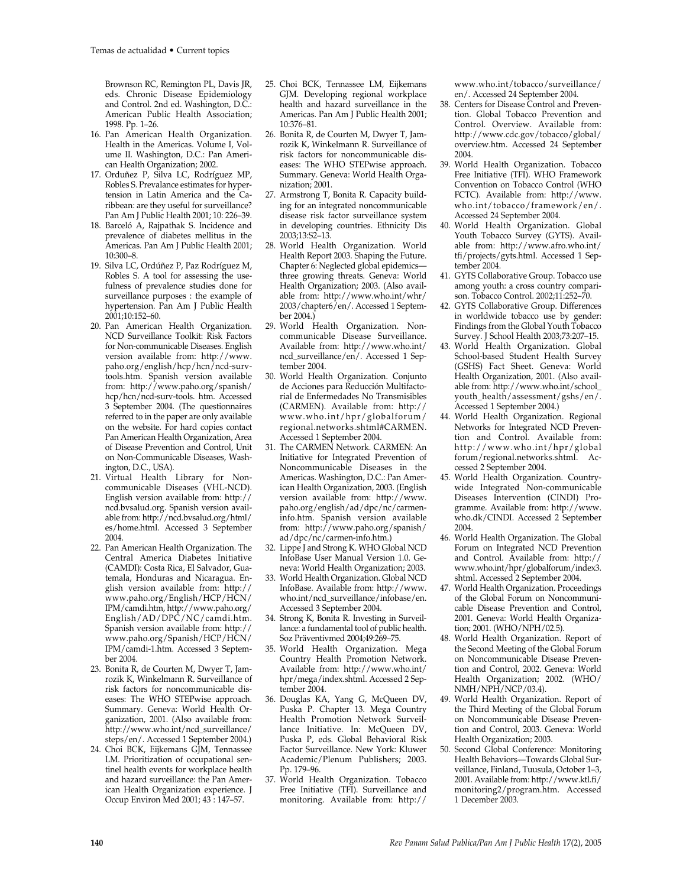Brownson RC, Remington PL, Davis JR, eds. Chronic Disease Epidemiology and Control. 2nd ed. Washington, D.C.: American Public Health Association; 1998. Pp. 1–26.

16. Pan American Health Organization. Health in the Americas. Volume I, Volume II. Washington, D.C.: Pan American Health Organization; 2002.
17. Orduñez P, Silva LC, Rodríguez MP, Robles S. Prevalance estimates for hypertension in Latin America and the Caribbean: are they useful for surveillance? Pan Am J Public Health 2001; 10: 226–39.
18. Barceló A, Rajpathak S. Incidence and prevalence of diabetes mellitus in the Americas. Pan Am J Public Health 2001; 10:300–8.
19. Silva LC, Ordúñez P, Paz Rodríguez M, Robles S. A tool for assessing the usefulness of prevalence studies done for surveillance purposes : the example of hypertension. Pan Am J Public Health 2001;10:152–60.
20. Pan American Health Organization. NCD Surveillance Toolkit: Risk Factors for Non-communicable Diseases. English version available from: http://www.paho.org/english/hcp/hcn/ncd-survtools.htm. Spanish version available from: http://www.paho.org/spanish/hcp/hcn/ncd-surv-tools. htm. Accessed 3 September 2004. (The questionnaires referred to in the paper are only available on the website. For hard copies contact Pan American Health Organization, Area of Disease Prevention and Control, Unit on Non-Communicable Diseases, Washington, D.C., USA).
21. Virtual Health Library for Noncommunicable Diseases (VHL-NCD). English version available from: http://ncd.bvsalud.org. Spanish version available from: http://ncd.bvsalud.org/html/es/home.html. Accessed 3 September 2004.
22. Pan American Health Organization. The Central America Diabetes Initiative (CAMDI): Costa Rica, El Salvador, Guatemala, Honduras and Nicaragua. English version available from: http://www.paho.org/English/HCP/HCN/IPM/camdi.htm, http://www.paho.org/English/AD/DPC/NC/camdi.htm. Spanish version available from: http://www.paho.org/Spanish/HCP/HCN/IPM/camdi-1.htm. Accessed 3 September 2004.
23. Bonita R, de Courten M, Dwyer T, Jamrozik K, Winkelmann R. Surveillance of risk factors for noncommunicable diseases: The WHO STEPwise approach. Summary. Geneva: World Health Organization, 2001. (Also available from: http://www.who.int/ncd_surveillance/steps/en/. Accessed 1 September 2004.)
24. Choi BCK, Eijkemans GJM, Tennassee LM. Prioritization of occupational sentinel health events for workplace health and hazard surveillance: the Pan American Health Organization experience. J Occup Environ Med 2001; 43 : 147–57.
25. Choi BCK, Tennassee LM, Eijkemans GJM. Developing regional workplace health and hazard surveillance in the Americas. Pan Am J Public Health 2001; 10:376–81.
26. Bonita R, de Courten M, Dwyer T, Jamrozik K, Winkelmann R. Surveillance of risk factors for noncommunicable diseases: The WHO STEPwise approach. Summary. Geneva: World Health Organization; 2001.
27. Armstrong T, Bonita R. Capacity building for an integrated noncommunicable disease risk factor surveillance system in developing countries. Ethnicity Dis 2003;13:S2–13.
28. World Health Organization. World Health Report 2003. Shaping the Future. Chapter 6: Neglected global epidemics—three growing threats. Geneva: World Health Organization; 2003. (Also available from: http://www.who.int/whr/2003/chapter6/en/. Accessed 1 September 2004.)
29. World Health Organization. Noncommunicable Disease Surveillance. Available from: http://www.who.int/ncd_surveillance/en/. Accessed 1 September 2004.
30. World Health Organization. Conjunto de Acciones para Reducción Multifactorial de Enfermedades No Transmisibles (CARMEN). Available from: http://www.who.int/hpr/globalforum/regional.networks.shtml#CARMEN. Accessed 1 September 2004.
31. The CARMEN Network. CARMEN: An Initiative for Integrated Prevention of Noncommunicable Diseases in the Americas. Washington, D.C.: Pan American Health Organization, 2003. (English version available from: http://www.paho.org/english/ad/dpc/nc/carmen-info.htm. Spanish version available from: http://www.paho.org/spanish/ad/dpc/nc/carmen-info.htm.)
32. Lippe J and Strong K. WHO Global NCD InfoBase User Manual Version 1.0. Geneva: World Health Organization; 2003.
33. World Health Organization. Global NCD InfoBase. Available from: http://www.who.int/ncd_surveillance/infobase/en. Accessed 3 September 2004.
34. Strong K, Bonita R. Investing in Surveillance: a fundamental tool of public health. Soz Präventivmed 2004;49:269–75.
35. World Health Organization. Mega Country Health Promotion Network. Available from: http://www.who.int/hpr/mega/index.shtml. Accessed 2 September 2004.
36. Douglas KA, Yang G, McQueen DV, Puska P. Chapter 13. Mega Country Health Promotion Network Surveillance Initiative. In: McQueen DV, Puska P, eds. Global Behavioral Risk Factor Surveillance. New York: Kluwer Academic/Plenum Publishers; 2003. Pp. 179–96.
37. World Health Organization. Tobacco Free Initiative (TFI). Surveillance and monitoring. Available from: http://www.who.int/tobacco/surveillance/en/. Accessed 24 September 2004.
38. Centers for Disease Control and Prevention. Global Tobacco Prevention and Control. Overview. Available from: http://www.cdc.gov/tobacco/global/overview.htm. Accessed 24 September 2004.
39. World Health Organization. Tobacco Free Initiative (TFI). WHO Framework Convention on Tobacco Control (WHO FCTC). Available from: http://www.who.int/tobacco/framework/en/. Accessed 24 September 2004.
40. World Health Organization. Global Youth Tobacco Survey (GYTS). Available from: http://www.afro.who.int/tfi/projects/gyts.html. Accessed 1 September 2004.
41. GYTS Collaborative Group. Tobacco use among youth: a cross country comparison. Tobacco Control. 2002;11:252–70.
42. GYTS Collaborative Group. Differences in worldwide tobacco use by gender: Findings from the Global Youth Tobacco Survey. J School Health 2003;73:207–15.
43. World Health Organization. Global School-based Student Health Survey (GSHS) Fact Sheet. Geneva: World Health Organization, 2001. (Also available from: http://www.who.int/school_youth_health/assessment/gshs/en/. Accessed 1 September 2004.)
44. World Health Organization. Regional Networks for Integrated NCD Prevention and Control. Available from: http://www.who.int/hpr/globalforum/regional.networks.shtml. Accessed 2 September 2004.
45. World Health Organization. Countrywide Integrated Non-communicable Diseases Intervention (CINDI) Programme. Available from: http://www.who.dk/CINDI. Accessed 2 September 2004.
46. World Health Organization. The Global Forum on Integrated NCD Prevention and Control. Available from: http://www.who.int/hpr/globalforum/index3.shtml. Accessed 2 September 2004.
47. World Health Organization. Proceedings of the Global Forum on Noncommunicable Disease Prevention and Control, 2001. Geneva: World Health Organization; 2001. (WHO/NPH/02.5).
48. World Health Organization. Report of the Second Meeting of the Global Forum on Noncommunicable Disease Prevention and Control, 2002. Geneva: World Health Organization; 2002. (WHO/NMH/NPH/NCP/03.4).
49. World Health Organization. Report of the Third Meeting of the Global Forum on Noncommunicable Disease Prevention and Control, 2003. Geneva: World Health Organization; 2003.
50. Second Global Conference: Monitoring Health Behaviors—Towards Global Surveillance, Finland, Tuusula, October 1–3, 2001. Available from: http://www.ktl.fi/monitoring2/program.htm. Accessed 1 December 2003.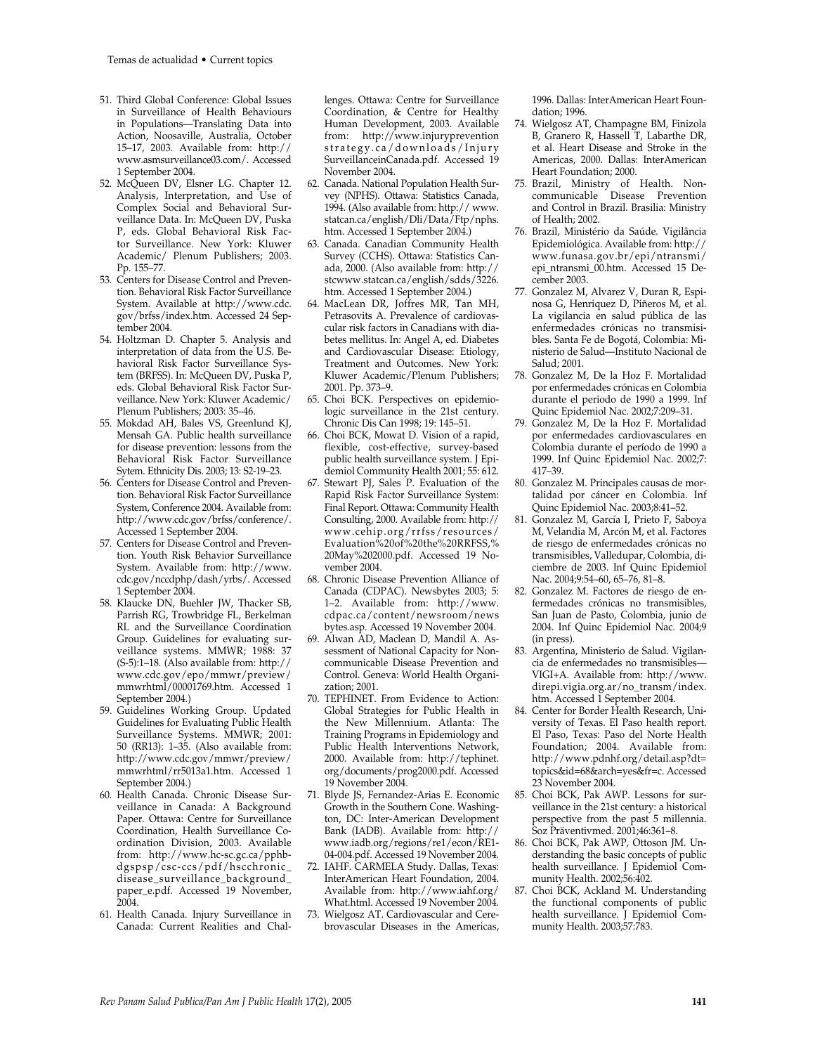51. Third Global Conference: Global Issues in Surveillance of Health Behaviours in Populations—Translating Data into Action, Noosaville, Australia, October 15–17, 2003. Available from: http://www.asmsurveillance03.com/. Accessed 1 September 2004.
52. McQueen DV, Elsner LG. Chapter 12. Analysis, Interpretation, and Use of Complex Social and Behavioral Surveillance Data. In: McQueen DV, Puska P, eds. Global Behavioral Risk Factor Surveillance. New York: Kluwer Academic/ Plenum Publishers; 2003. Pp. 155–77.
53. Centers for Disease Control and Prevention. Behavioral Risk Factor Surveillance System. Available at http://www.cdc.gov/brfss/index.htm. Accessed 24 September 2004.
54. Holtzman D. Chapter 5. Analysis and interpretation of data from the U.S. Behavioral Risk Factor Surveillance System (BRFSS). In: McQueen DV, Puska P, eds. Global Behavioral Risk Factor Surveillance. New York: Kluwer Academic/ Plenum Publishers; 2003: 35–46.
55. Mokdad AH, Bales VS, Greenlund KJ, Mensah GA. Public health surveillance for disease prevention: lessons from the Behavioral Risk Factor Surveillance Sytem. Ethnicity Dis. 2003; 13: S2-19–23.
56. Centers for Disease Control and Prevention. Behavioral Risk Factor Surveillance System, Conference 2004. Available from: http://www.cdc.gov/brfss/conference/. Accessed 1 September 2004.
57. Centers for Disease Control and Prevention. Youth Risk Behavior Surveillance System. Available from: http://www.cdc.gov/nccdphp/dash/yrbs/. Accessed 1 September 2004.
58. Klaucke DN, Buehler JW, Thacker SB, Parrish RG, Trowbridge FL, Berkelman RL and the Surveillance Coordination Group. Guidelines for evaluating surveillance systems. MMWR; 1988: 37 (S-5):1–18. (Also available from: http://www.cdc.gov/epo/mmwr/preview/mmwrhtml/00001769.htm. Accessed 1 September 2004.)
59. Guidelines Working Group. Updated Guidelines for Evaluating Public Health Surveillance Systems. MMWR; 2001: 50 (RR13): 1–35. (Also available from: http://www.cdc.gov/mmwr/preview/mmwrhtml/rr5013a1.htm. Accessed 1 September 2004.)
60. Health Canada. Chronic Disease Surveillance in Canada: A Background Paper. Ottawa: Centre for Surveillance Coordination, Health Surveillance Coordination Division, 2003. Available from: http://www.hc-sc.gc.ca/pphb-dgspsp/csc-ccs/pdf/hscchronic_disease_surveillance_background_paper_e.pdf. Accessed 19 November, 2004.
61. Health Canada. Injury Surveillance in Canada: Current Realities and Challenges. Ottawa: Centre for Surveillance Coordination, & Centre for Healthy Human Development, 2003. Available from: http://www.injurypreventionstrategy.ca/downloads/InjurySurveillanceinCanada.pdf. Accessed 19 November 2004.
62. Canada. National Population Health Survey (NPHS). Ottawa: Statistics Canada, 1994. (Also available from: http:// www.statcan.ca/english/Dli/Data/Ftp/nphs.htm. Accessed 1 September 2004.)
63. Canada. Canadian Community Health Survey (CCHS). Ottawa: Statistics Canada, 2000. (Also available from: http://stcwww.statcan.ca/english/sdds/3226.htm. Accessed 1 September 2004.)
64. MacLean DR, Joffres MR, Tan MH, Petrasovits A. Prevalence of cardiovascular risk factors in Canadians with diabetes mellitus. In: Angel A, ed. Diabetes and Cardiovascular Disease: Etiology, Treatment and Outcomes. New York: Kluwer Academic/Plenum Publishers; 2001. Pp. 373–9.
65. Choi BCK. Perspectives on epidemiologic surveillance in the 21st century. Chronic Dis Can 1998; 19: 145–51.
66. Choi BCK, Mowat D. Vision of a rapid, flexible, cost-effective, survey-based public health surveillance system. J Epidemiol Community Health 2001; 55: 612.
67. Stewart PJ, Sales P. Evaluation of the Rapid Risk Factor Surveillance System: Final Report. Ottawa: Community Health Consulting, 2000. Available from: http://www.cehip.org/rrfss/resources/Evaluation%20of%20the%20RRFSS,%20May%202000.pdf. Accessed 19 November 2004.
68. Chronic Disease Prevention Alliance of Canada (CDPAC). Newsbytes 2003; 5: 1–2. Available from: http://www.cdpac.ca/content/newsroom/newsbytes.asp. Accessed 19 November 2004.
69. Alwan AD, Maclean D, Mandil A. Assessment of National Capacity for Noncommunicable Disease Prevention and Control. Geneva: World Health Organization; 2001.
70. TEPHINET. From Evidence to Action: Global Strategies for Public Health in the New Millennium. Atlanta: The Training Programs in Epidemiology and Public Health Interventions Network, 2000. Available from: http://tephinet.org/documents/prog2000.pdf. Accessed 19 November 2004.
71. Blyde JS, Fernandez-Arias E. Economic Growth in the Southern Cone. Washington, DC: Inter-American Development Bank (IADB). Available from: http://www.iadb.org/regions/re1/econ/RE1-04-004.pdf. Accessed 19 November 2004.
72. IAHF. CARMELA Study. Dallas, Texas: InterAmerican Heart Foundation, 2004. Available from: http://www.iahf.org/What.html. Accessed 19 November 2004.
73. Wielgosz AT. Cardiovascular and Cerebrovascular Diseases in the Americas, 1996. Dallas: InterAmerican Heart Foundation; 1996.
74. Wielgosz AT, Champagne BM, Finizola B, Granero R, Hassell T, Labarthe DR, et al. Heart Disease and Stroke in the Americas, 2000. Dallas: InterAmerican Heart Foundation; 2000.
75. Brazil, Ministry of Health. Noncommunicable Disease Prevention and Control in Brazil. Brasilia: Ministry of Health; 2002.
76. Brazil, Ministério da Saúde. Vigilância Epidemiológica. Available from: http://www.funasa.gov.br/epi/ntransmi/epi_ntransmi_00.htm. Accessed 15 December 2003.
77. Gonzalez M, Alvarez V, Duran R, Espinosa G, Henriquez D, Piñeros M, et al. La vigilancia en salud pública de las enfermedades crónicas no transmisibles. Santa Fe de Bogotá, Colombia: Ministerio de Salud—Instituto Nacional de Salud; 2001.
78. Gonzalez M, De la Hoz F. Mortalidad por enfermedades crónicas en Colombia durante el período de 1990 a 1999. Inf Quinc Epidemiol Nac. 2002;7:209–31.
79. Gonzalez M, De la Hoz F. Mortalidad por enfermedades cardiovasculares en Colombia durante el período de 1990 a 1999. Inf Quinc Epidemiol Nac. 2002;7: 417–39.
80. Gonzalez M. Principales causas de mortalidad por cáncer en Colombia. Inf Quinc Epidemiol Nac. 2003;8:41–52.
81. Gonzalez M, García I, Prieto F, Saboya M, Velandia M, Arcón M, et al. Factores de riesgo de enfermedades crónicas no transmisibles, Valledupar, Colombia, diciembre de 2003. Inf Quinc Epidemiol Nac. 2004;9:54–60, 65–76, 81–8.
82. Gonzalez M. Factores de riesgo de enfermedades crónicas no transmisibles, San Juan de Pasto, Colombia, junio de 2004. Inf Quinc Epidemiol Nac. 2004;9 (in press).
83. Argentina, Ministerio de Salud. Vigilancia de enfermedades no transmisibles—VIGI+A. Available from: http://www.direpi.vigia.org.ar/no_transm/index.htm. Accessed 1 September 2004.
84. Center for Border Health Research, University of Texas. El Paso health report. El Paso, Texas: Paso del Norte Health Foundation; 2004. Available from: http://www.pdnhf.org/detail.asp?dt=topics&id=68&arch=yes&fr=c. Accessed 23 November 2004.
85. Choi BCK, Pak AWP. Lessons for surveillance in the 21st century: a historical perspective from the past 5 millennia. Soz Präventivmed. 2001;46:361–8.
86. Choi BCK, Pak AWP, Ottoson JM. Understanding the basic concepts of public health surveillance. J Epidemiol Community Health. 2002;56:402.
87. Choi BCK, Ackland M. Understanding the functional components of public health surveillance. J Epidemiol Community Health. 2003;57:783.